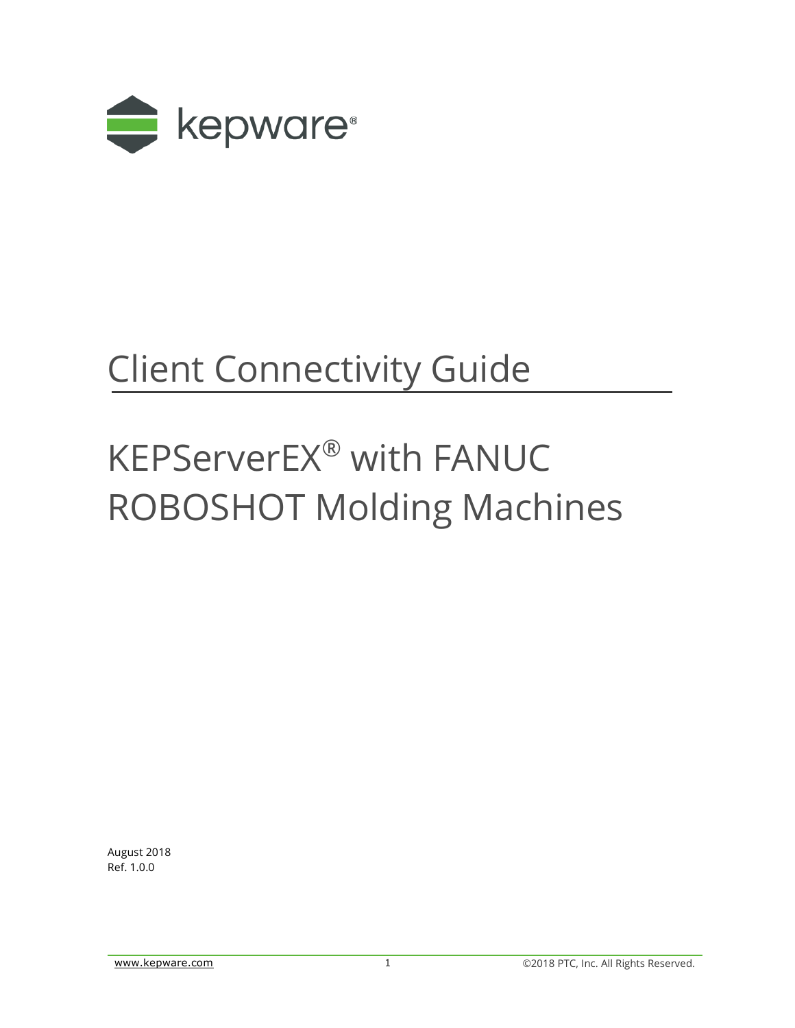kepware®

# Client Connectivity Guide

# KEPServerEX® with FANUC ROBOSHOT Molding Machines

August 2018
Ref. 1.0.0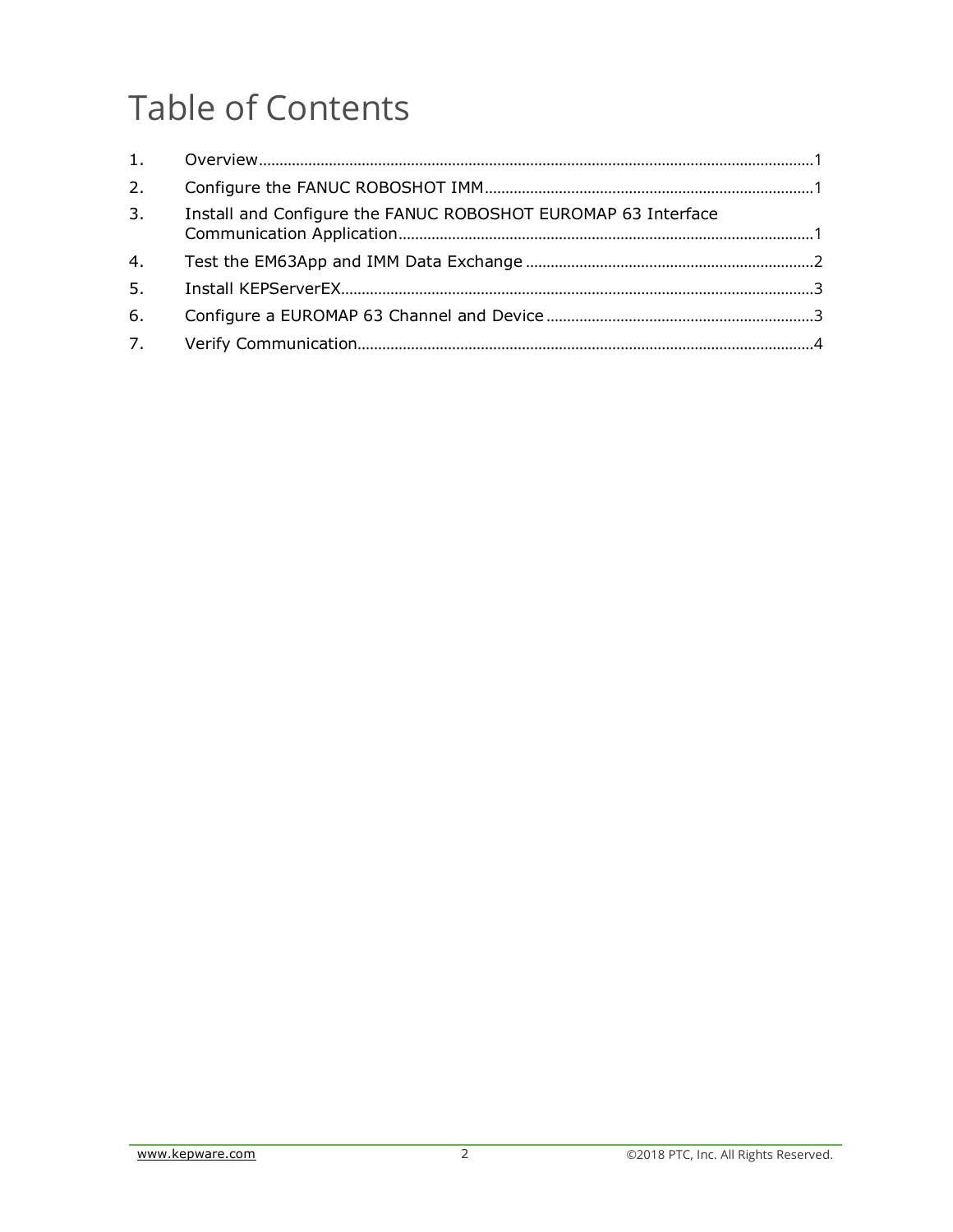# Table of Contents

1. Overview ........................................................................................................................ 1
2. Configure the FANUC ROBOSHOT IMM ................................................................................ 1
3. Install and Configure the FANUC ROBOSHOT EUROMAP 63 Interface Communication Application .................................................................................................... 1
4. Test the EM63App and IMM Data Exchange ....................................................................... 2
5. Install KEPServerEX ........................................................................................................... 3
6. Configure a EUROMAP 63 Channel and Device ................................................................... 3
7. Verify Communication ....................................................................................................... 4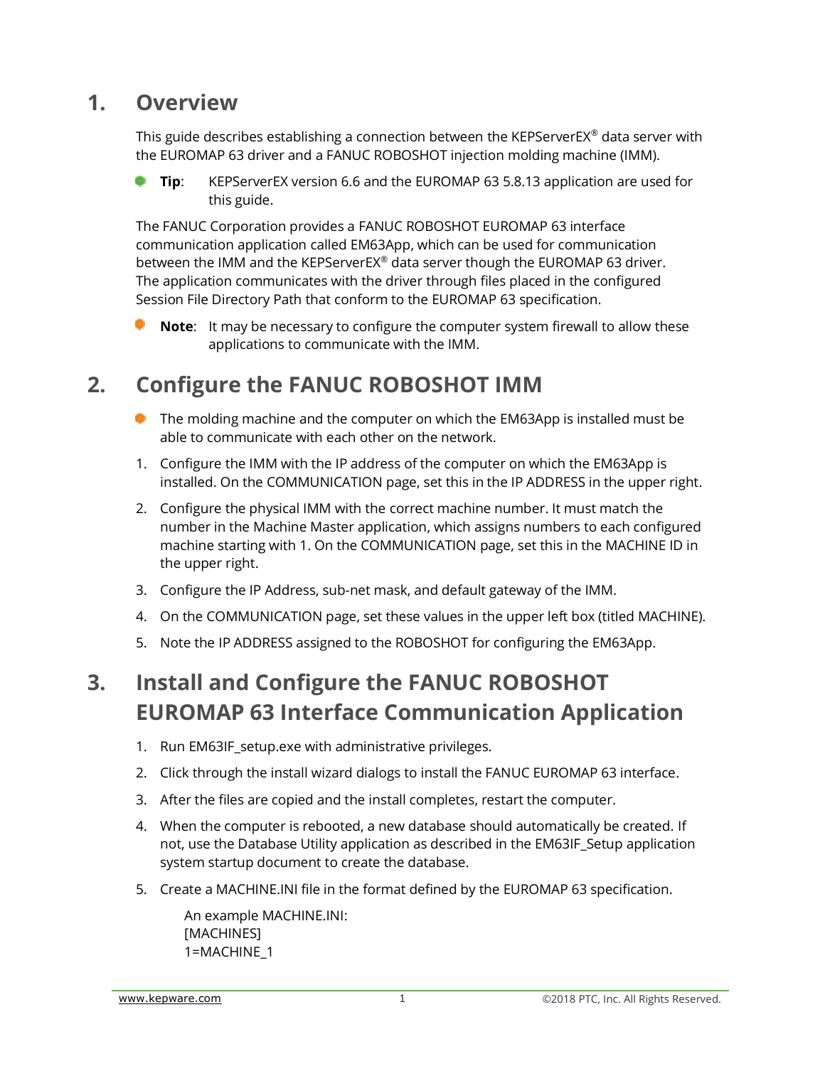# 1. Overview

This guide describes establishing a connection between the KEPServerEX® data server with the EUROMAP 63 driver and a FANUC ROBOSHOT injection molding machine (IMM).

- **Tip**: KEPServerEX version 6.6 and the EUROMAP 63 5.8.13 application are used for this guide.

The FANUC Corporation provides a FANUC ROBOSHOT EUROMAP 63 interface communication application called EM63App, which can be used for communication between the IMM and the KEPServerEX® data server though the EUROMAP 63 driver. The application communicates with the driver through files placed in the configured Session File Directory Path that conform to the EUROMAP 63 specification.

- **Note**: It may be necessary to configure the computer system firewall to allow these applications to communicate with the IMM.

# 2. Configure the FANUC ROBOSHOT IMM

- The molding machine and the computer on which the EM63App is installed must be able to communicate with each other on the network.

1. Configure the IMM with the IP address of the computer on which the EM63App is installed. On the COMMUNICATION page, set this in the IP ADDRESS in the upper right.
2. Configure the physical IMM with the correct machine number. It must match the number in the Machine Master application, which assigns numbers to each configured machine starting with 1. On the COMMUNICATION page, set this in the MACHINE ID in the upper right.
3. Configure the IP Address, sub-net mask, and default gateway of the IMM.
4. On the COMMUNICATION page, set these values in the upper left box (titled MACHINE).
5. Note the IP ADDRESS assigned to the ROBOSHOT for configuring the EM63App.

# 3. Install and Configure the FANUC ROBOSHOT EUROMAP 63 Interface Communication Application

1. Run EM63IF_setup.exe with administrative privileges.
2. Click through the install wizard dialogs to install the FANUC EUROMAP 63 interface.
3. After the files are copied and the install completes, restart the computer.
4. When the computer is rebooted, a new database should automatically be created. If not, use the Database Utility application as described in the EM63IF_Setup application system startup document to create the database.
5. Create a MACHINE.INI file in the format defined by the EUROMAP 63 specification.

   An example MACHINE.INI:
   [MACHINES]
   1=MACHINE_1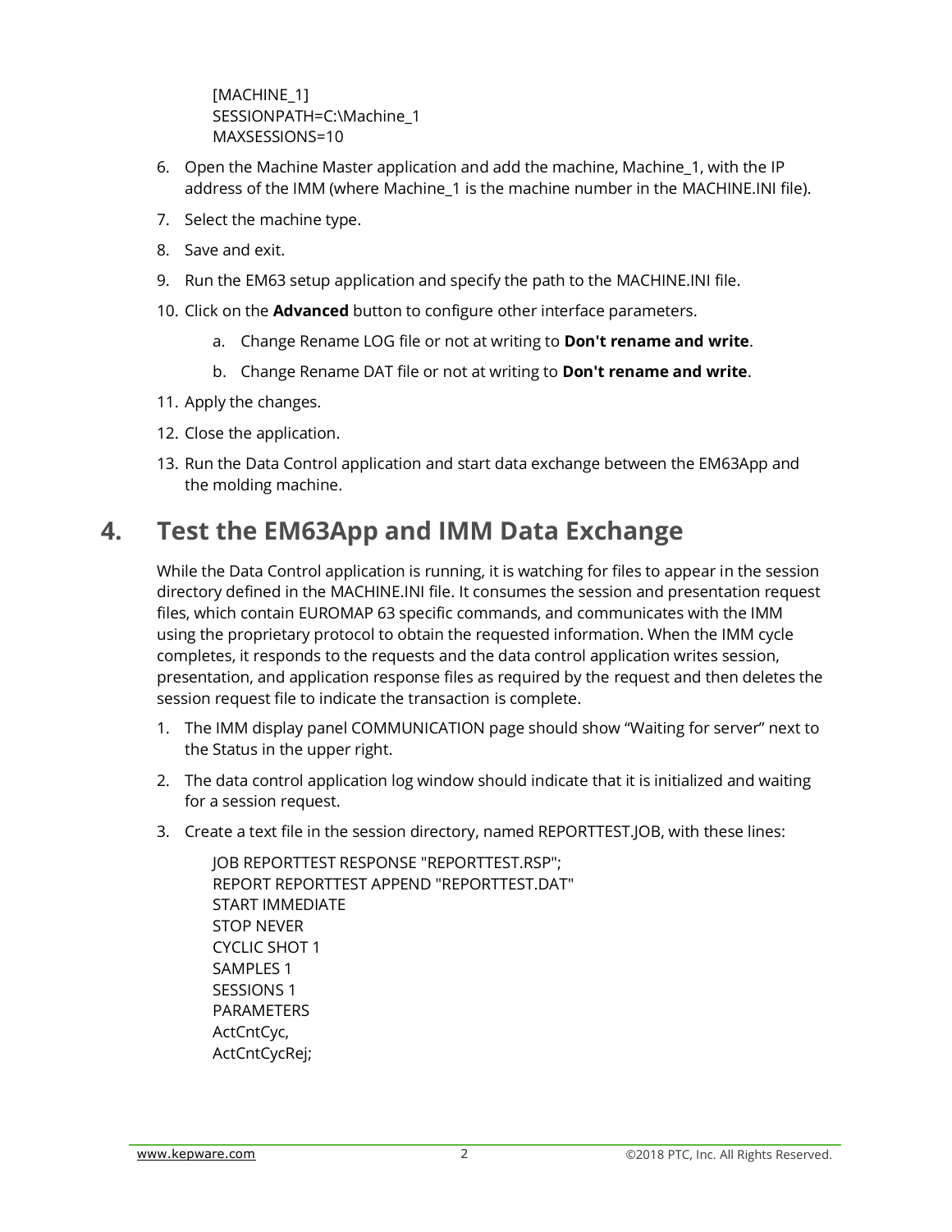```
[MACHINE_1]
SESSIONPATH=C:\Machine_1
MAXSESSIONS=10
```

6. Open the Machine Master application and add the machine, Machine_1, with the IP address of the IMM (where Machine_1 is the machine number in the MACHINE.INI file).
7. Select the machine type.
8. Save and exit.
9. Run the EM63 setup application and specify the path to the MACHINE.INI file.
10. Click on the **Advanced** button to configure other interface parameters.
    a. Change Rename LOG file or not at writing to **Don't rename and write**.
    b. Change Rename DAT file or not at writing to **Don't rename and write**.
11. Apply the changes.
12. Close the application.
13. Run the Data Control application and start data exchange between the EM63App and the molding machine.

# 4. Test the EM63App and IMM Data Exchange

While the Data Control application is running, it is watching for files to appear in the session directory defined in the MACHINE.INI file. It consumes the session and presentation request files, which contain EUROMAP 63 specific commands, and communicates with the IMM using the proprietary protocol to obtain the requested information. When the IMM cycle completes, it responds to the requests and the data control application writes session, presentation, and application response files as required by the request and then deletes the session request file to indicate the transaction is complete.

1. The IMM display panel COMMUNICATION page should show "Waiting for server" next to the Status in the upper right.
2. The data control application log window should indicate that it is initialized and waiting for a session request.
3. Create a text file in the session directory, named REPORTTEST.JOB, with these lines:

```
JOB REPORTTEST RESPONSE "REPORTTEST.RSP";
REPORT REPORTTEST APPEND "REPORTTEST.DAT"
START IMMEDIATE
STOP NEVER
CYCLIC SHOT 1
SAMPLES 1
SESSIONS 1
PARAMETERS
ActCntCyc,
ActCntCycRej;
```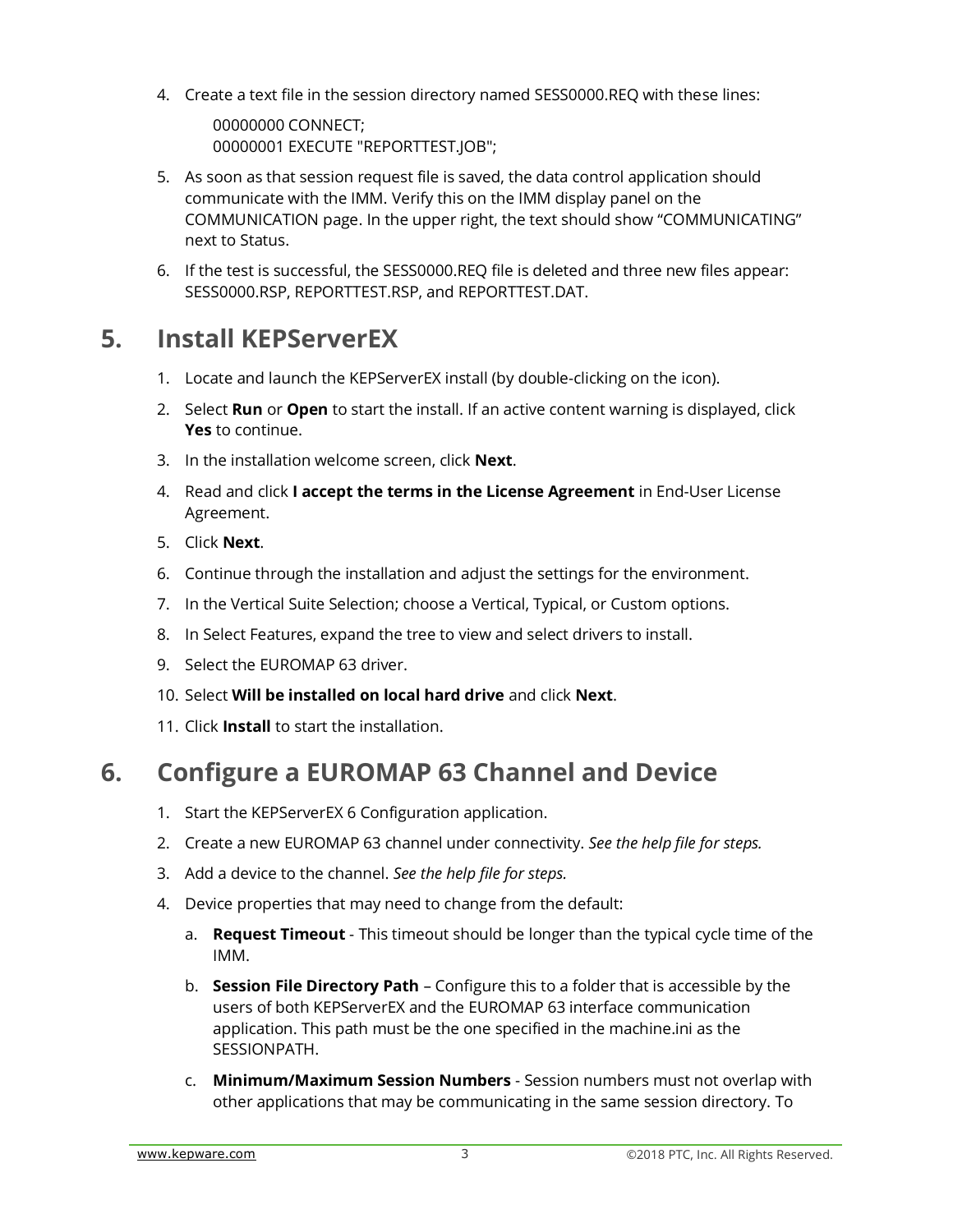4. Create a text file in the session directory named SESS0000.REQ with these lines:

   ```
   00000000 CONNECT;
   00000001 EXECUTE "REPORTTEST.JOB";
   ```

5. As soon as that session request file is saved, the data control application should communicate with the IMM. Verify this on the IMM display panel on the COMMUNICATION page. In the upper right, the text should show "COMMUNICATING" next to Status.
6. If the test is successful, the SESS0000.REQ file is deleted and three new files appear: SESS0000.RSP, REPORTTEST.RSP, and REPORTTEST.DAT.

## 5. Install KEPServerEX

1. Locate and launch the KEPServerEX install (by double-clicking on the icon).
2. Select **Run** or **Open** to start the install. If an active content warning is displayed, click **Yes** to continue.
3. In the installation welcome screen, click **Next**.
4. Read and click **I accept the terms in the License Agreement** in End-User License Agreement.
5. Click **Next**.
6. Continue through the installation and adjust the settings for the environment.
7. In the Vertical Suite Selection; choose a Vertical, Typical, or Custom options.
8. In Select Features, expand the tree to view and select drivers to install.
9. Select the EUROMAP 63 driver.
10. Select **Will be installed on local hard drive** and click **Next**.
11. Click **Install** to start the installation.

## 6. Configure a EUROMAP 63 Channel and Device

1. Start the KEPServerEX 6 Configuration application.
2. Create a new EUROMAP 63 channel under connectivity. *See the help file for steps.*
3. Add a device to the channel. *See the help file for steps.*
4. Device properties that may need to change from the default:
   a. **Request Timeout** - This timeout should be longer than the typical cycle time of the IMM.
   b. **Session File Directory Path** – Configure this to a folder that is accessible by the users of both KEPServerEX and the EUROMAP 63 interface communication application. This path must be the one specified in the machine.ini as the SESSIONPATH.
   c. **Minimum/Maximum Session Numbers** - Session numbers must not overlap with other applications that may be communicating in the same session directory. To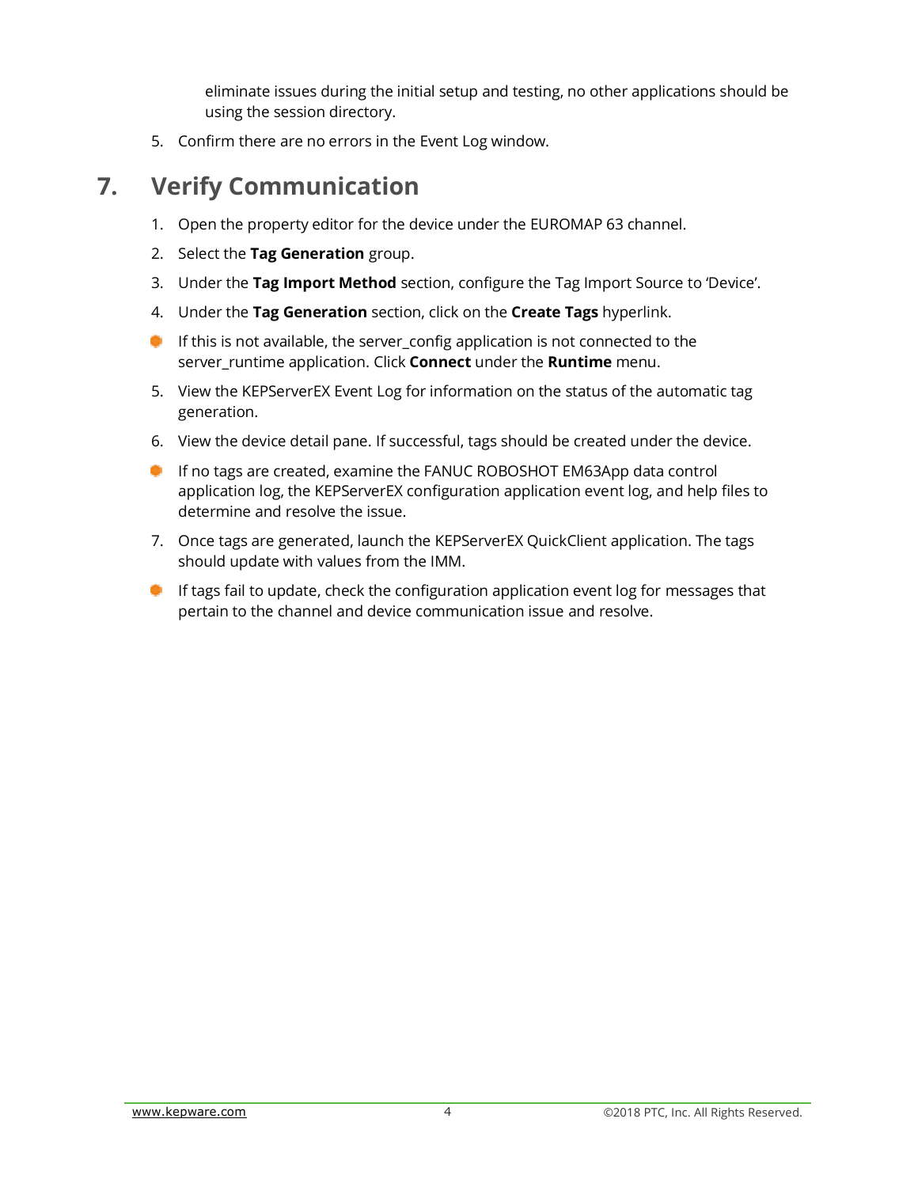eliminate issues during the initial setup and testing, no other applications should be using the session directory.

5. Confirm there are no errors in the Event Log window.

# 7. Verify Communication

1. Open the property editor for the device under the EUROMAP 63 channel.
2. Select the **Tag Generation** group.
3. Under the **Tag Import Method** section, configure the Tag Import Source to 'Device'.
4. Under the **Tag Generation** section, click on the **Create Tags** hyperlink.

- If this is not available, the server_config application is not connected to the server_runtime application. Click **Connect** under the **Runtime** menu.

5. View the KEPServerEX Event Log for information on the status of the automatic tag generation.
6. View the device detail pane. If successful, tags should be created under the device.

- If no tags are created, examine the FANUC ROBOSHOT EM63App data control application log, the KEPServerEX configuration application event log, and help files to determine and resolve the issue.

7. Once tags are generated, launch the KEPServerEX QuickClient application. The tags should update with values from the IMM.

- If tags fail to update, check the configuration application event log for messages that pertain to the channel and device communication issue and resolve.